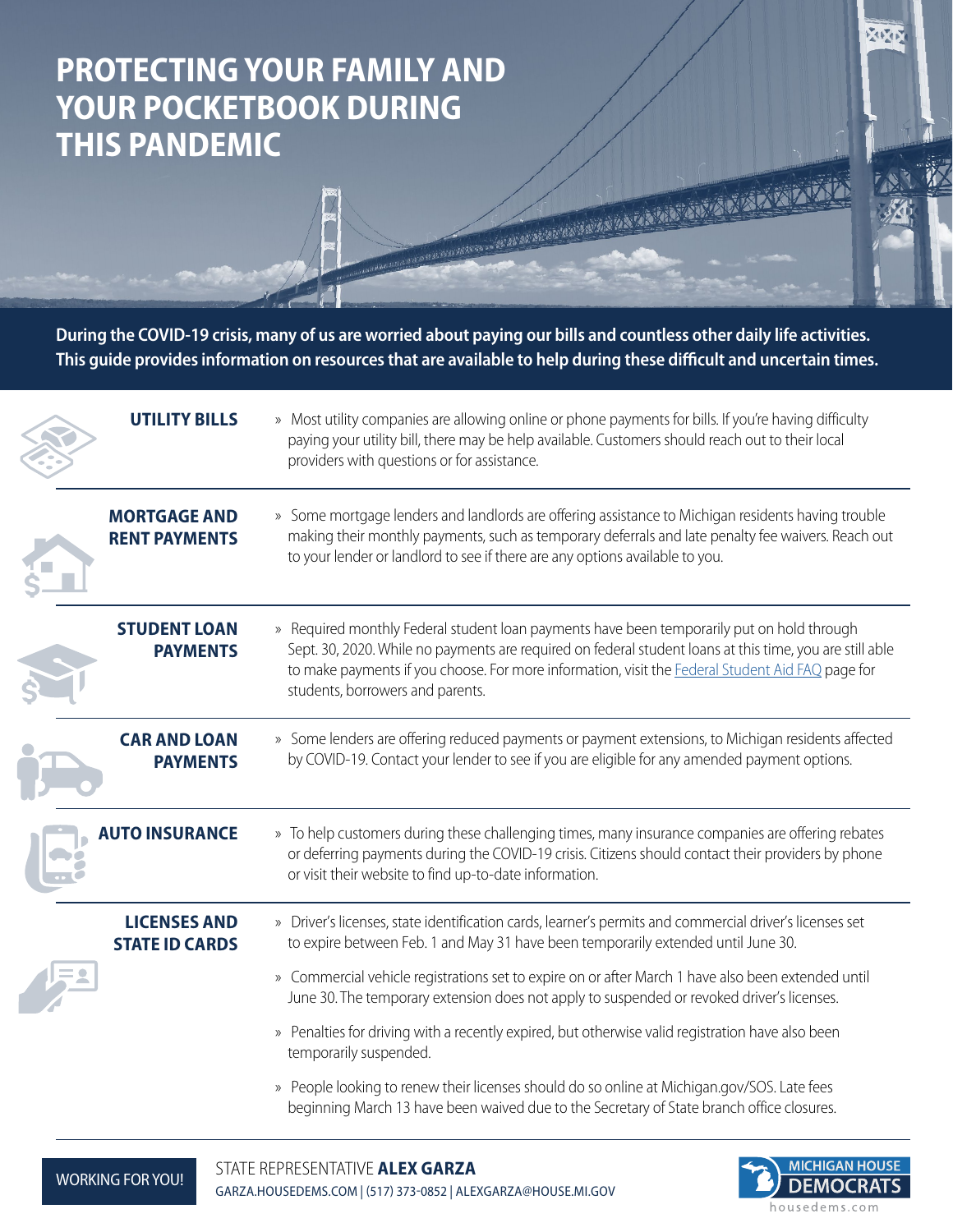# PROTECTING YOUR FAMILY AND YOUR POCKETBOOK DURING THIS PANDEMIC

**During the COVID-19 crisis, many of us are worried about paying our bills and countless other daily life activities. This guide provides information on resources that are available to help during these difficult and uncertain times.**

## UTILITY BILLS

» Most utility companies are allowing online or phone payments for bills. If you're having difficulty paying your utility bill, there may be help available. Customers should reach out to their local providers with questions or for assistance.

## MORTGAGE AND RENT PAYMENTS

» Some mortgage lenders and landlords are offering assistance to Michigan residents having trouble making their monthly payments, such as temporary deferrals and late penalty fee waivers. Reach out to your lender or landlord to see if there are any options available to you.

## STUDENT LOAN PAYMENTS

» Required monthly Federal student loan payments have been temporarily put on hold through Sept. 30, 2020. While no payments are required on federal student loans at this time, you are still able to make payments if you choose. For more information, visit the Federal Student Aid FAQ page for students, borrowers and parents.

## CAR AND LOAN PAYMENTS

» Some lenders are offering reduced payments or payment extensions, to Michigan residents affected by COVID-19. Contact your lender to see if you are eligible for any amended payment options.

## AUTO INSURANCE

» To help customers during these challenging times, many insurance companies are offering rebates or deferring payments during the COVID-19 crisis. Citizens should contact their providers by phone or visit their website to find up-to-date information.

## LICENSES AND STATE ID CARDS

» Driver's licenses, state identification cards, learner's permits and commercial driver's licenses set to expire between Feb. 1 and May 31 have been temporarily extended until June 30.

» Commercial vehicle registrations set to expire on or after March 1 have also been extended until June 30. The temporary extension does not apply to suspended or revoked driver's licenses.

» Penalties for driving with a recently expired, but otherwise valid registration have also been temporarily suspended.

» People looking to renew their licenses should do so online at Michigan.gov/SOS. Late fees beginning March 13 have been waived due to the Secretary of State branch office closures.

WORKING FOR YOU!

STATE REPRESENTATIVE **ALEX GARZA**
GARZA.HOUSEDEMS.COM | (517) 373-0852 | ALEXGARZA@HOUSE.MI.GOV

MICHIGAN HOUSE DEMOCRATS
housedems.com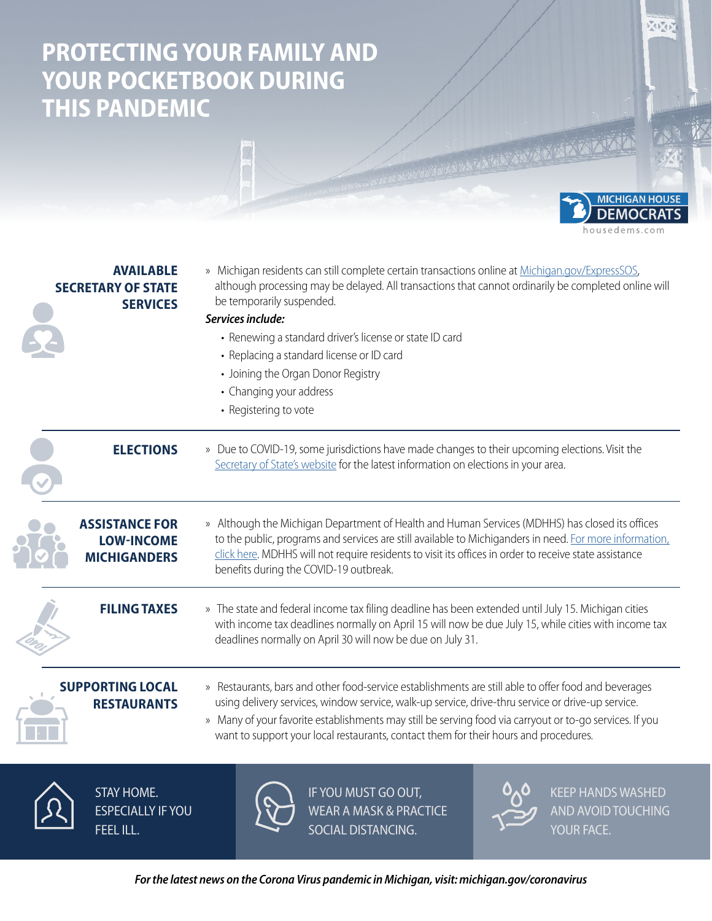# PROTECTING YOUR FAMILY AND YOUR POCKETBOOK DURING THIS PANDEMIC

MICHIGAN HOUSE DEMOCRATS
housedems.com

## AVAILABLE SECRETARY OF STATE SERVICES

» Michigan residents can still complete certain transactions online at Michigan.gov/ExpressSOS, although processing may be delayed. All transactions that cannot ordinarily be completed online will be temporarily suspended.

***Services include:***

- Renewing a standard driver's license or state ID card
- Replacing a standard license or ID card
- Joining the Organ Donor Registry
- Changing your address
- Registering to vote

## ELECTIONS

» Due to COVID-19, some jurisdictions have made changes to their upcoming elections. Visit the Secretary of State's website for the latest information on elections in your area.

## ASSISTANCE FOR LOW-INCOME MICHIGANDERS

» Although the Michigan Department of Health and Human Services (MDHHS) has closed its offices to the public, programs and services are still available to Michiganders in need. For more information, click here. MDHHS will not require residents to visit its offices in order to receive state assistance benefits during the COVID-19 outbreak.

## FILING TAXES

» The state and federal income tax filing deadline has been extended until July 15. Michigan cities with income tax deadlines normally on April 15 will now be due July 15, while cities with income tax deadlines normally on April 30 will now be due on July 31.

## SUPPORTING LOCAL RESTAURANTS

» Restaurants, bars and other food-service establishments are still able to offer food and beverages using delivery services, window service, walk-up service, drive-thru service or drive-up service.

» Many of your favorite establishments may still be serving food via carryout or to-go services. If you want to support your local restaurants, contact them for their hours and procedures.

STAY HOME. ESPECIALLY IF YOU FEEL ILL.

IF YOU MUST GO OUT, WEAR A MASK & PRACTICE SOCIAL DISTANCING.

KEEP HANDS WASHED AND AVOID TOUCHING YOUR FACE.

***For the latest news on the Corona Virus pandemic in Michigan, visit: michigan.gov/coronavirus***